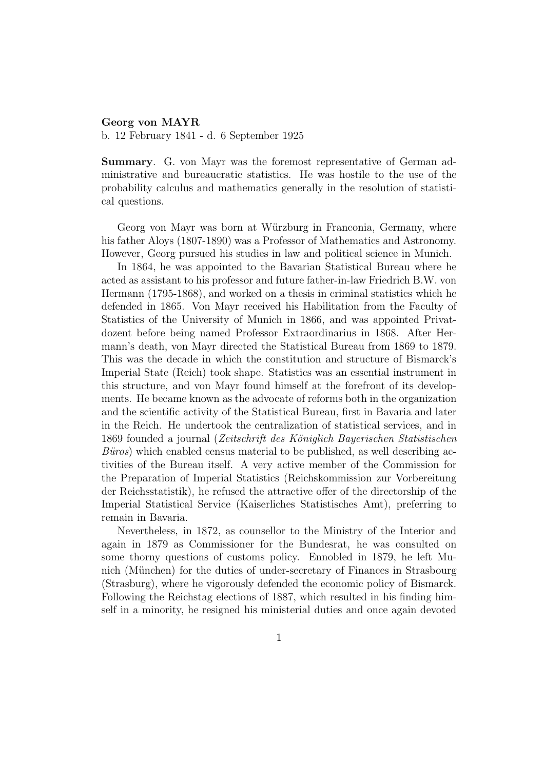**Georg von MAYR**
b. 12 February 1841 - d. 6 September 1925

**Summary**. G. von Mayr was the foremost representative of German administrative and bureaucratic statistics. He was hostile to the use of the probability calculus and mathematics generally in the resolution of statistical questions.

Georg von Mayr was born at Würzburg in Franconia, Germany, where his father Aloys (1807-1890) was a Professor of Mathematics and Astronomy. However, Georg pursued his studies in law and political science in Munich.

In 1864, he was appointed to the Bavarian Statistical Bureau where he acted as assistant to his professor and future father-in-law Friedrich B.W. von Hermann (1795-1868), and worked on a thesis in criminal statistics which he defended in 1865. Von Mayr received his Habilitation from the Faculty of Statistics of the University of Munich in 1866, and was appointed Privatdozent before being named Professor Extraordinarius in 1868. After Hermann's death, von Mayr directed the Statistical Bureau from 1869 to 1879. This was the decade in which the constitution and structure of Bismarck's Imperial State (Reich) took shape. Statistics was an essential instrument in this structure, and von Mayr found himself at the forefront of its developments. He became known as the advocate of reforms both in the organization and the scientific activity of the Statistical Bureau, first in Bavaria and later in the Reich. He undertook the centralization of statistical services, and in 1869 founded a journal (*Zeitschrift des Königlich Bayerischen Statistischen Büros*) which enabled census material to be published, as well describing activities of the Bureau itself. A very active member of the Commission for the Preparation of Imperial Statistics (Reichskommission zur Vorbereitung der Reichsstatistik), he refused the attractive offer of the directorship of the Imperial Statistical Service (Kaiserliches Statistisches Amt), preferring to remain in Bavaria.

Nevertheless, in 1872, as counsellor to the Ministry of the Interior and again in 1879 as Commissioner for the Bundesrat, he was consulted on some thorny questions of customs policy. Ennobled in 1879, he left Munich (München) for the duties of under-secretary of Finances in Strasbourg (Strasburg), where he vigorously defended the economic policy of Bismarck. Following the Reichstag elections of 1887, which resulted in his finding himself in a minority, he resigned his ministerial duties and once again devoted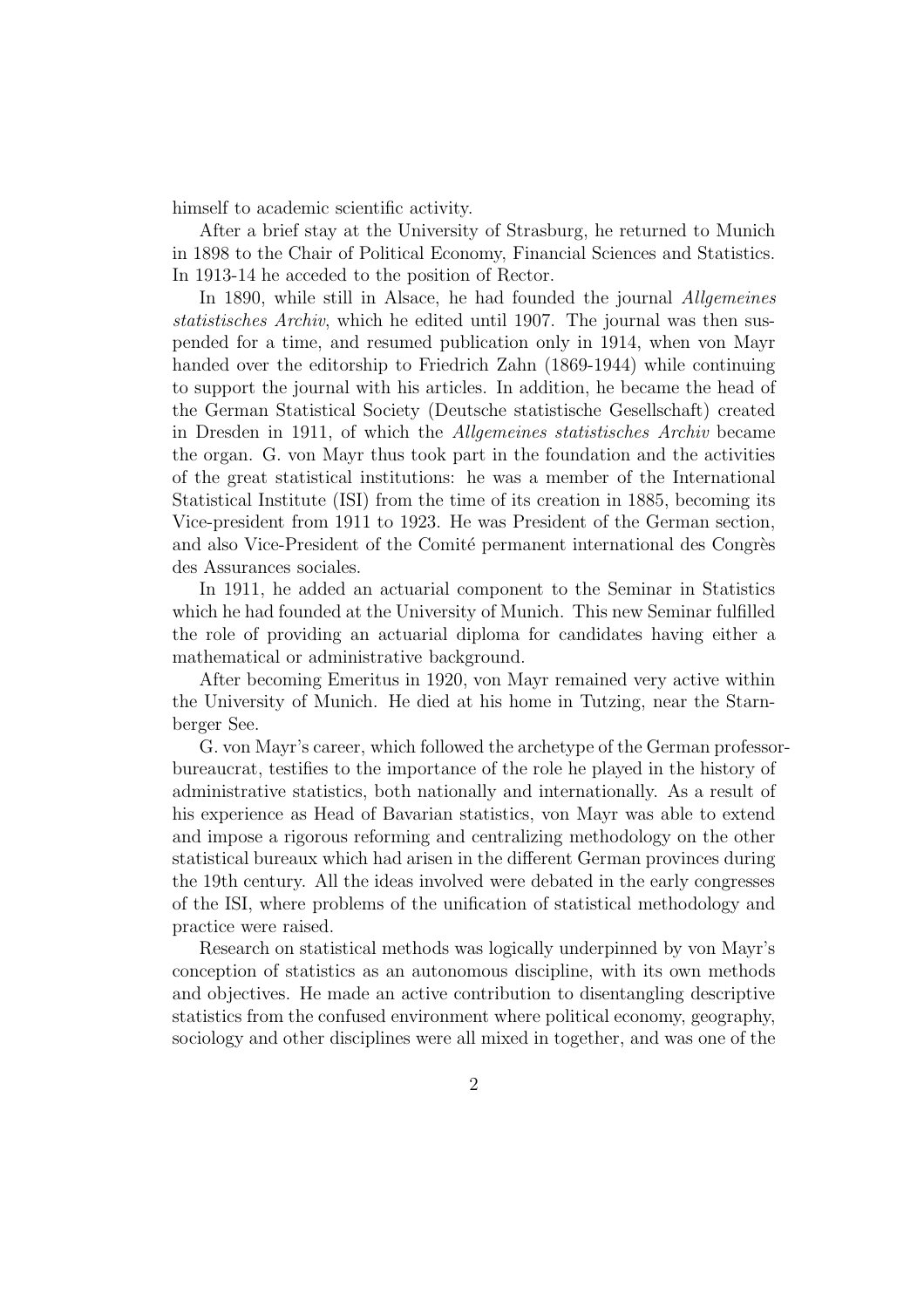himself to academic scientific activity.

After a brief stay at the University of Strasburg, he returned to Munich in 1898 to the Chair of Political Economy, Financial Sciences and Statistics. In 1913-14 he acceded to the position of Rector.

In 1890, while still in Alsace, he had founded the journal *Allgemeines statistisches Archiv*, which he edited until 1907. The journal was then suspended for a time, and resumed publication only in 1914, when von Mayr handed over the editorship to Friedrich Zahn (1869-1944) while continuing to support the journal with his articles. In addition, he became the head of the German Statistical Society (Deutsche statistische Gesellschaft) created in Dresden in 1911, of which the *Allgemeines statistisches Archiv* became the organ. G. von Mayr thus took part in the foundation and the activities of the great statistical institutions: he was a member of the International Statistical Institute (ISI) from the time of its creation in 1885, becoming its Vice-president from 1911 to 1923. He was President of the German section, and also Vice-President of the Comité permanent international des Congrès des Assurances sociales.

In 1911, he added an actuarial component to the Seminar in Statistics which he had founded at the University of Munich. This new Seminar fulfilled the role of providing an actuarial diploma for candidates having either a mathematical or administrative background.

After becoming Emeritus in 1920, von Mayr remained very active within the University of Munich. He died at his home in Tutzing, near the Starnberger See.

G. von Mayr's career, which followed the archetype of the German professor-bureaucrat, testifies to the importance of the role he played in the history of administrative statistics, both nationally and internationally. As a result of his experience as Head of Bavarian statistics, von Mayr was able to extend and impose a rigorous reforming and centralizing methodology on the other statistical bureaux which had arisen in the different German provinces during the 19th century. All the ideas involved were debated in the early congresses of the ISI, where problems of the unification of statistical methodology and practice were raised.

Research on statistical methods was logically underpinned by von Mayr's conception of statistics as an autonomous discipline, with its own methods and objectives. He made an active contribution to disentangling descriptive statistics from the confused environment where political economy, geography, sociology and other disciplines were all mixed in together, and was one of the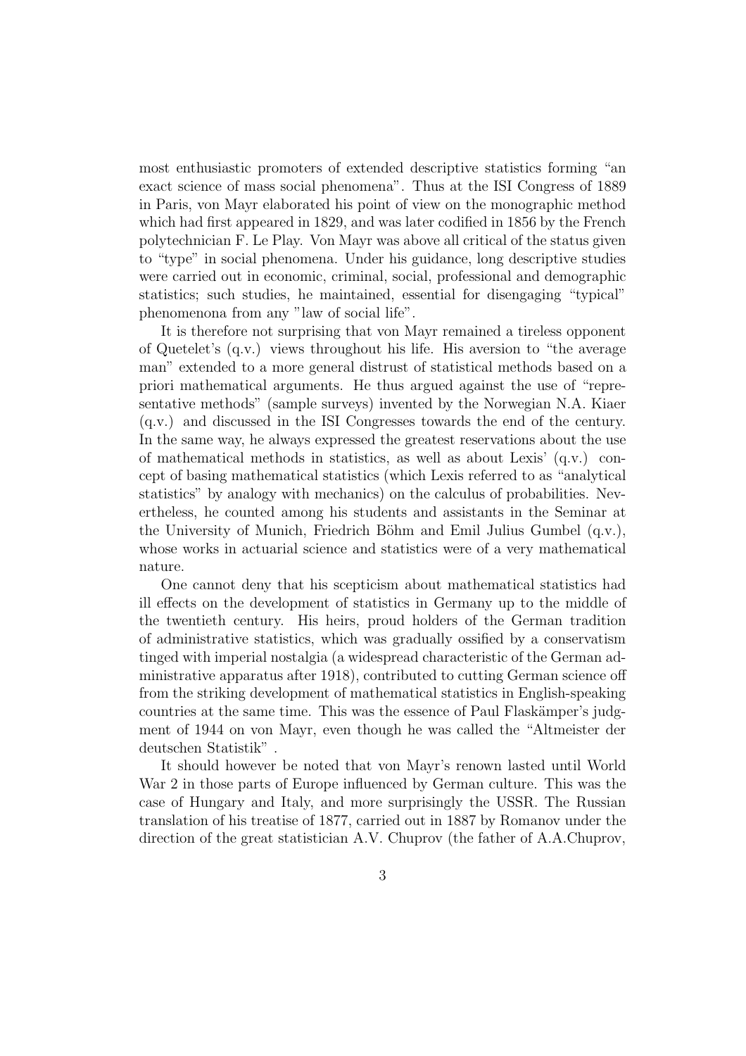most enthusiastic promoters of extended descriptive statistics forming "an exact science of mass social phenomena". Thus at the ISI Congress of 1889 in Paris, von Mayr elaborated his point of view on the monographic method which had first appeared in 1829, and was later codified in 1856 by the French polytechnician F. Le Play. Von Mayr was above all critical of the status given to "type" in social phenomena. Under his guidance, long descriptive studies were carried out in economic, criminal, social, professional and demographic statistics; such studies, he maintained, essential for disengaging "typical" phenomenona from any "law of social life".

It is therefore not surprising that von Mayr remained a tireless opponent of Quetelet's (q.v.) views throughout his life. His aversion to "the average man" extended to a more general distrust of statistical methods based on a priori mathematical arguments. He thus argued against the use of "representative methods" (sample surveys) invented by the Norwegian N.A. Kiaer (q.v.) and discussed in the ISI Congresses towards the end of the century. In the same way, he always expressed the greatest reservations about the use of mathematical methods in statistics, as well as about Lexis' (q.v.) concept of basing mathematical statistics (which Lexis referred to as "analytical statistics" by analogy with mechanics) on the calculus of probabilities. Nevertheless, he counted among his students and assistants in the Seminar at the University of Munich, Friedrich Böhm and Emil Julius Gumbel (q.v.), whose works in actuarial science and statistics were of a very mathematical nature.

One cannot deny that his scepticism about mathematical statistics had ill effects on the development of statistics in Germany up to the middle of the twentieth century. His heirs, proud holders of the German tradition of administrative statistics, which was gradually ossified by a conservatism tinged with imperial nostalgia (a widespread characteristic of the German administrative apparatus after 1918), contributed to cutting German science off from the striking development of mathematical statistics in English-speaking countries at the same time. This was the essence of Paul Flaskämper's judgment of 1944 on von Mayr, even though he was called the "Altmeister der deutschen Statistik" .

It should however be noted that von Mayr's renown lasted until World War 2 in those parts of Europe influenced by German culture. This was the case of Hungary and Italy, and more surprisingly the USSR. The Russian translation of his treatise of 1877, carried out in 1887 by Romanov under the direction of the great statistician A.V. Chuprov (the father of A.A.Chuprov,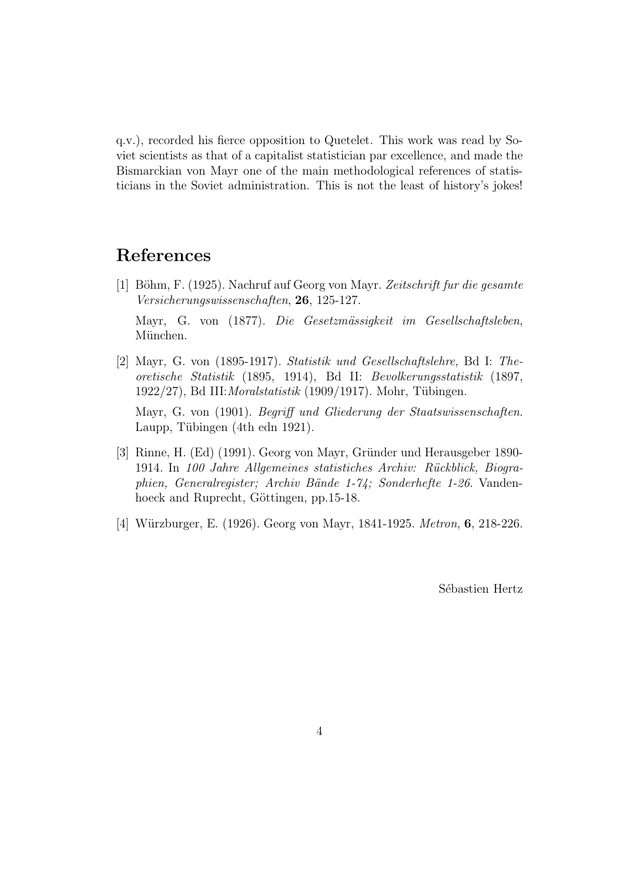q.v.), recorded his fierce opposition to Quetelet. This work was read by Soviet scientists as that of a capitalist statistician par excellence, and made the Bismarckian von Mayr one of the main methodological references of statisticians in the Soviet administration. This is not the least of history's jokes!

## References

[1] Böhm, F. (1925). Nachruf auf Georg von Mayr. *Zeitschrift fur die gesamte Versicherungswissenschaften*, **26**, 125-127.

Mayr, G. von (1877). *Die Gesetzmässigkeit im Gesellschaftsleben*, München.

[2] Mayr, G. von (1895-1917). *Statistik und Gesellschaftslehre*, Bd I: *Theoretische Statistik* (1895, 1914), Bd II: *Bevolkerungsstatistik* (1897, 1922/27), Bd III: *Moralstatistik* (1909/1917). Mohr, Tübingen.

Mayr, G. von (1901). *Begriff und Gliederung der Staatswissenschaften*. Laupp, Tübingen (4th edn 1921).

[3] Rinne, H. (Ed) (1991). Georg von Mayr, Gründer und Herausgeber 1890-1914. In *100 Jahre Allgemeines statistiches Archiv: Rückblick, Biographien, Generalregister; Archiv Bände 1-74; Sonderhefte 1-26*. Vandenhoeck and Ruprecht, Göttingen, pp.15-18.

[4] Würzburger, E. (1926). Georg von Mayr, 1841-1925. *Metron*, **6**, 218-226.

Sébastien Hertz